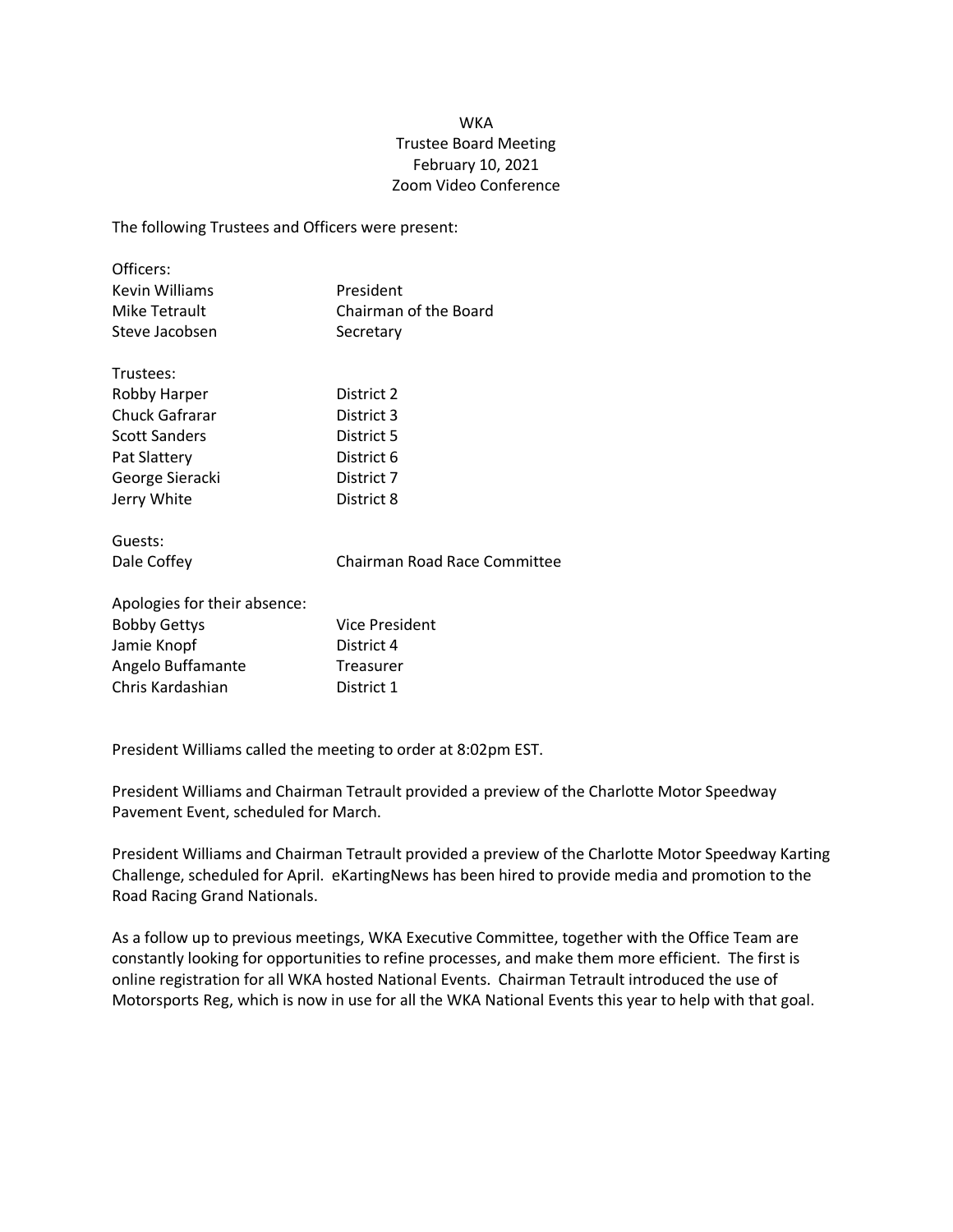WKA
Trustee Board Meeting
February 10, 2021
Zoom Video Conference

The following Trustees and Officers were present:

| Officers: | |
|---|---|
| Kevin Williams | President |
| Mike Tetrault | Chairman of the Board |
| Steve Jacobsen | Secretary |

| Trustees: | |
|---|---|
| Robby Harper | District 2 |
| Chuck Gafrarar | District 3 |
| Scott Sanders | District 5 |
| Pat Slattery | District 6 |
| George Sieracki | District 7 |
| Jerry White | District 8 |

| Guests: | |
|---|---|
| Dale Coffey | Chairman Road Race Committee |

| Apologies for their absence: | |
|---|---|
| Bobby Gettys | Vice President |
| Jamie Knopf | District 4 |
| Angelo Buffamante | Treasurer |
| Chris Kardashian | District 1 |

President Williams called the meeting to order at 8:02pm EST.

President Williams and Chairman Tetrault provided a preview of the Charlotte Motor Speedway Pavement Event, scheduled for March.

President Williams and Chairman Tetrault provided a preview of the Charlotte Motor Speedway Karting Challenge, scheduled for April. eKartingNews has been hired to provide media and promotion to the Road Racing Grand Nationals.

As a follow up to previous meetings, WKA Executive Committee, together with the Office Team are constantly looking for opportunities to refine processes, and make them more efficient. The first is online registration for all WKA hosted National Events. Chairman Tetrault introduced the use of Motorsports Reg, which is now in use for all the WKA National Events this year to help with that goal.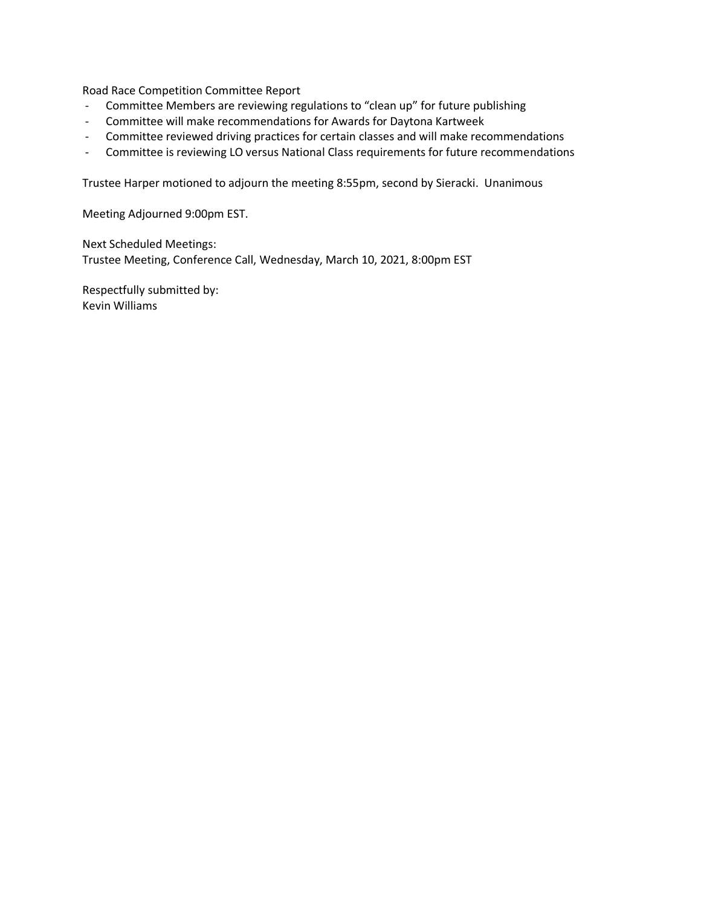Road Race Competition Committee Report

- Committee Members are reviewing regulations to "clean up" for future publishing
- Committee will make recommendations for Awards for Daytona Kartweek
- Committee reviewed driving practices for certain classes and will make recommendations
- Committee is reviewing LO versus National Class requirements for future recommendations

Trustee Harper motioned to adjourn the meeting 8:55pm, second by Sieracki. Unanimous

Meeting Adjourned 9:00pm EST.

Next Scheduled Meetings:
Trustee Meeting, Conference Call, Wednesday, March 10, 2021, 8:00pm EST

Respectfully submitted by:
Kevin Williams